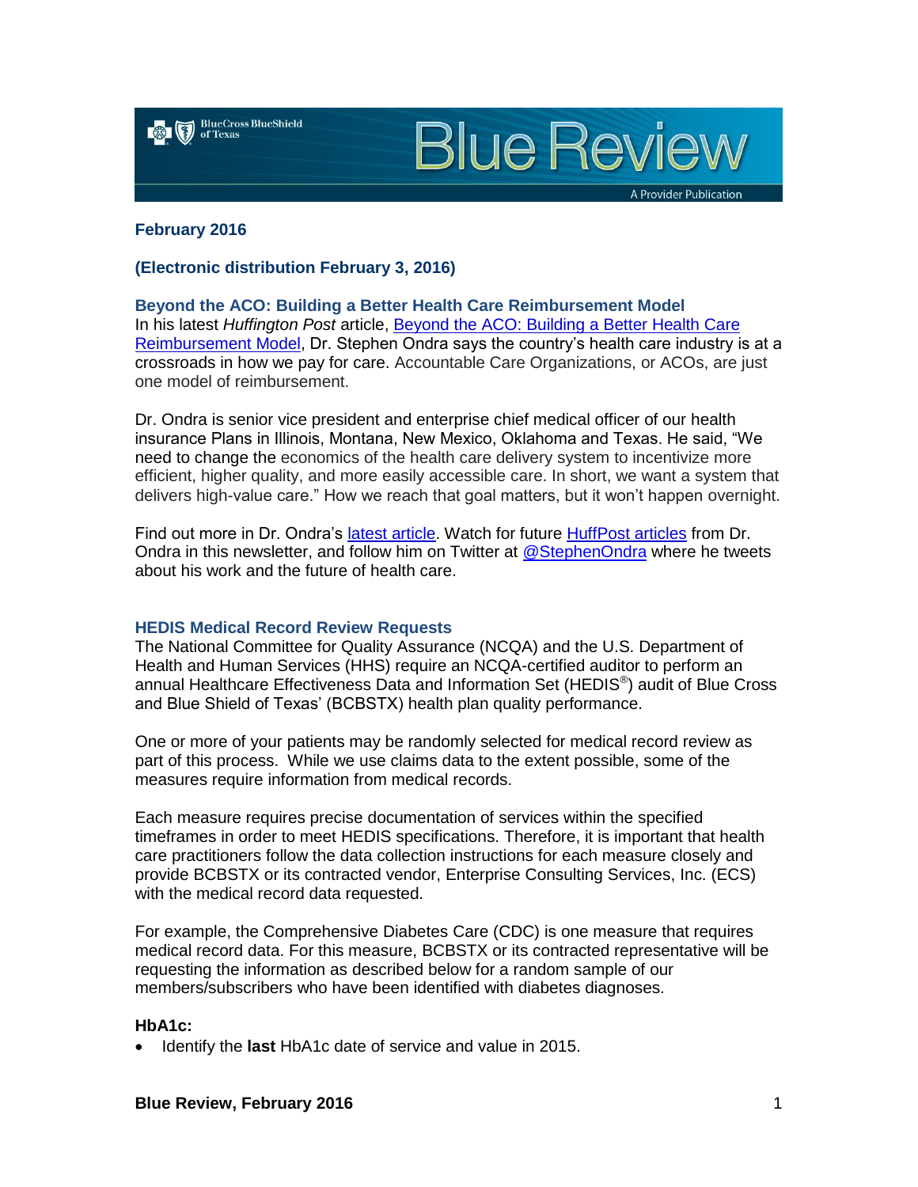# Blue Review

A Provider Publication

**February 2016**

**(Electronic distribution February 3, 2016)**

## Beyond the ACO: Building a Better Health Care Reimbursement Model

In his latest *Huffington Post* article, Beyond the ACO: Building a Better Health Care Reimbursement Model, Dr. Stephen Ondra says the country's health care industry is at a crossroads in how we pay for care. Accountable Care Organizations, or ACOs, are just one model of reimbursement.

Dr. Ondra is senior vice president and enterprise chief medical officer of our health insurance Plans in Illinois, Montana, New Mexico, Oklahoma and Texas. He said, "We need to change the economics of the health care delivery system to incentivize more efficient, higher quality, and more easily accessible care. In short, we want a system that delivers high-value care." How we reach that goal matters, but it won't happen overnight.

Find out more in Dr. Ondra's latest article. Watch for future HuffPost articles from Dr. Ondra in this newsletter, and follow him on Twitter at @StephenOndra where he tweets about his work and the future of health care.

## HEDIS Medical Record Review Requests

The National Committee for Quality Assurance (NCQA) and the U.S. Department of Health and Human Services (HHS) require an NCQA-certified auditor to perform an annual Healthcare Effectiveness Data and Information Set (HEDIS®) audit of Blue Cross and Blue Shield of Texas' (BCBSTX) health plan quality performance.

One or more of your patients may be randomly selected for medical record review as part of this process. While we use claims data to the extent possible, some of the measures require information from medical records.

Each measure requires precise documentation of services within the specified timeframes in order to meet HEDIS specifications. Therefore, it is important that health care practitioners follow the data collection instructions for each measure closely and provide BCBSTX or its contracted vendor, Enterprise Consulting Services, Inc. (ECS) with the medical record data requested.

For example, the Comprehensive Diabetes Care (CDC) is one measure that requires medical record data. For this measure, BCBSTX or its contracted representative will be requesting the information as described below for a random sample of our members/subscribers who have been identified with diabetes diagnoses.

**HbA1c:**

- Identify the **last** HbA1c date of service and value in 2015.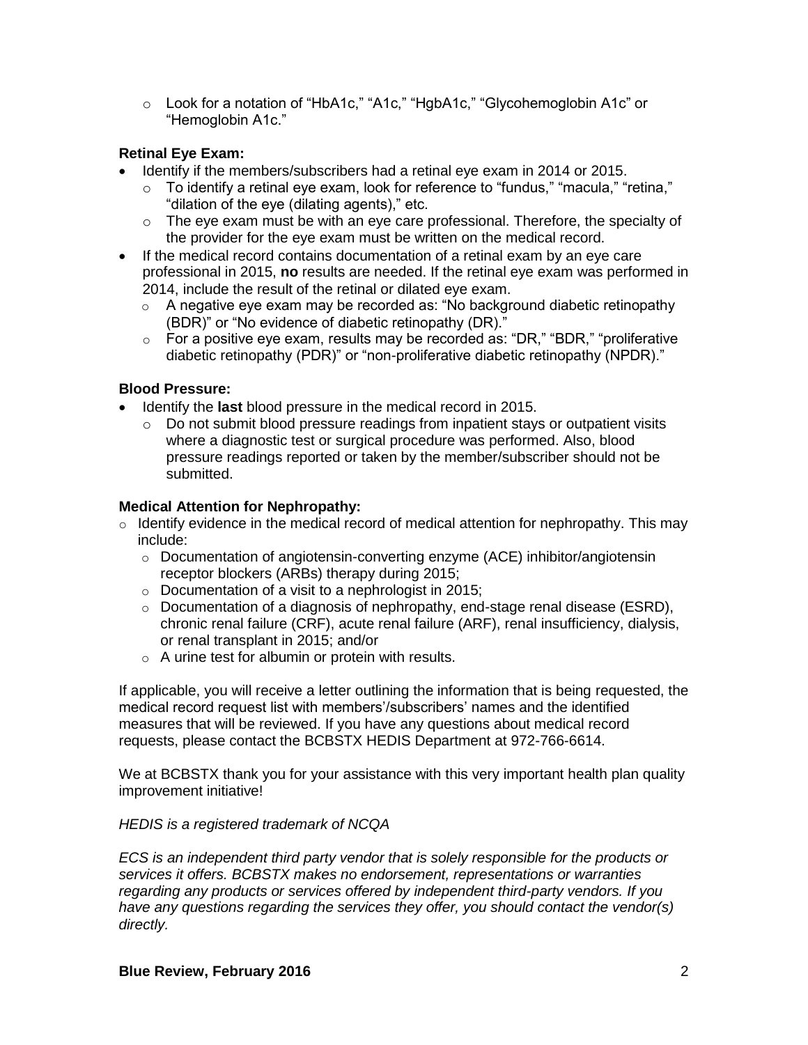- Look for a notation of “HbA1c,” “A1c,” “HgbA1c,” “Glycohemoglobin A1c” or “Hemoglobin A1c.”

**Retinal Eye Exam:**

- Identify if the members/subscribers had a retinal eye exam in 2014 or 2015.
  - To identify a retinal eye exam, look for reference to “fundus,” “macula,” “retina,” “dilation of the eye (dilating agents),” etc.
  - The eye exam must be with an eye care professional. Therefore, the specialty of the provider for the eye exam must be written on the medical record.
- If the medical record contains documentation of a retinal exam by an eye care professional in 2015, **no** results are needed. If the retinal eye exam was performed in 2014, include the result of the retinal or dilated eye exam.
  - A negative eye exam may be recorded as: “No background diabetic retinopathy (BDR)” or “No evidence of diabetic retinopathy (DR).”
  - For a positive eye exam, results may be recorded as: “DR,” “BDR,” “proliferative diabetic retinopathy (PDR)” or “non-proliferative diabetic retinopathy (NPDR).”

**Blood Pressure:**

- Identify the **last** blood pressure in the medical record in 2015.
  - Do not submit blood pressure readings from inpatient stays or outpatient visits where a diagnostic test or surgical procedure was performed. Also, blood pressure readings reported or taken by the member/subscriber should not be submitted.

**Medical Attention for Nephropathy:**

- Identify evidence in the medical record of medical attention for nephropathy. This may include:
  - Documentation of angiotensin-converting enzyme (ACE) inhibitor/angiotensin receptor blockers (ARBs) therapy during 2015;
  - Documentation of a visit to a nephrologist in 2015;
  - Documentation of a diagnosis of nephropathy, end-stage renal disease (ESRD), chronic renal failure (CRF), acute renal failure (ARF), renal insufficiency, dialysis, or renal transplant in 2015; and/or
  - A urine test for albumin or protein with results.

If applicable, you will receive a letter outlining the information that is being requested, the medical record request list with members'/subscribers' names and the identified measures that will be reviewed. If you have any questions about medical record requests, please contact the BCBSTX HEDIS Department at 972-766-6614.

We at BCBSTX thank you for your assistance with this very important health plan quality improvement initiative!

*HEDIS is a registered trademark of NCQA*

*ECS is an independent third party vendor that is solely responsible for the products or services it offers. BCBSTX makes no endorsement, representations or warranties regarding any products or services offered by independent third-party vendors. If you have any questions regarding the services they offer, you should contact the vendor(s) directly.*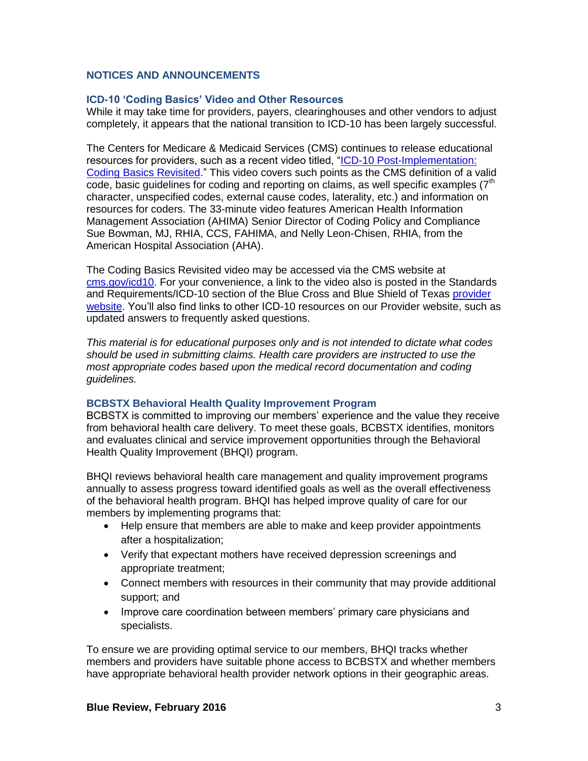## NOTICES AND ANNOUNCEMENTS

### ICD-10 'Coding Basics' Video and Other Resources

While it may take time for providers, payers, clearinghouses and other vendors to adjust completely, it appears that the national transition to ICD-10 has been largely successful.

The Centers for Medicare & Medicaid Services (CMS) continues to release educational resources for providers, such as a recent video titled, "ICD-10 Post-Implementation: Coding Basics Revisited." This video covers such points as the CMS definition of a valid code, basic guidelines for coding and reporting on claims, as well specific examples (7th character, unspecified codes, external cause codes, laterality, etc.) and information on resources for coders. The 33-minute video features American Health Information Management Association (AHIMA) Senior Director of Coding Policy and Compliance Sue Bowman, MJ, RHIA, CCS, FAHIMA, and Nelly Leon-Chisen, RHIA, from the American Hospital Association (AHA).

The Coding Basics Revisited video may be accessed via the CMS website at cms.gov/icd10. For your convenience, a link to the video also is posted in the Standards and Requirements/ICD-10 section of the Blue Cross and Blue Shield of Texas provider website. You'll also find links to other ICD-10 resources on our Provider website, such as updated answers to frequently asked questions.

*This material is for educational purposes only and is not intended to dictate what codes should be used in submitting claims. Health care providers are instructed to use the most appropriate codes based upon the medical record documentation and coding guidelines.*

### BCBSTX Behavioral Health Quality Improvement Program

BCBSTX is committed to improving our members' experience and the value they receive from behavioral health care delivery. To meet these goals, BCBSTX identifies, monitors and evaluates clinical and service improvement opportunities through the Behavioral Health Quality Improvement (BHQI) program.

BHQI reviews behavioral health care management and quality improvement programs annually to assess progress toward identified goals as well as the overall effectiveness of the behavioral health program. BHQI has helped improve quality of care for our members by implementing programs that:

- Help ensure that members are able to make and keep provider appointments after a hospitalization;
- Verify that expectant mothers have received depression screenings and appropriate treatment;
- Connect members with resources in their community that may provide additional support; and
- Improve care coordination between members' primary care physicians and specialists.

To ensure we are providing optimal service to our members, BHQI tracks whether members and providers have suitable phone access to BCBSTX and whether members have appropriate behavioral health provider network options in their geographic areas.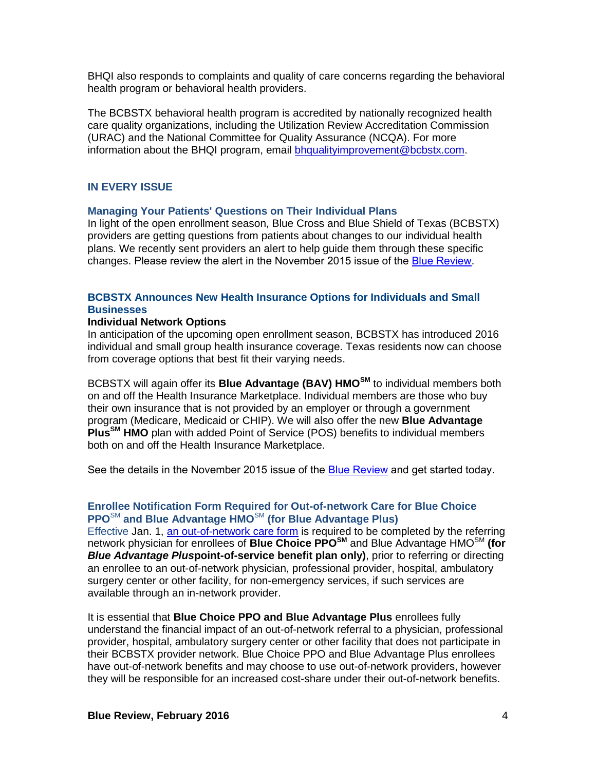BHQI also responds to complaints and quality of care concerns regarding the behavioral health program or behavioral health providers.

The BCBSTX behavioral health program is accredited by nationally recognized health care quality organizations, including the Utilization Review Accreditation Commission (URAC) and the National Committee for Quality Assurance (NCQA). For more information about the BHQI program, email [bhqualityimprovement@bcbstx.com](mailto:bhqualityimprovement@bcbstx.com).

## IN EVERY ISSUE

### Managing Your Patients' Questions on Their Individual Plans

In light of the open enrollment season, Blue Cross and Blue Shield of Texas (BCBSTX) providers are getting questions from patients about changes to our individual health plans. We recently sent providers an alert to help guide them through these specific changes. Please review the alert in the November 2015 issue of the Blue Review.

### BCBSTX Announces New Health Insurance Options for Individuals and Small Businesses

**Individual Network Options**

In anticipation of the upcoming open enrollment season, BCBSTX has introduced 2016 individual and small group health insurance coverage. Texas residents now can choose from coverage options that best fit their varying needs.

BCBSTX will again offer its **Blue Advantage (BAV) HMO℠** to individual members both on and off the Health Insurance Marketplace. Individual members are those who buy their own insurance that is not provided by an employer or through a government program (Medicare, Medicaid or CHIP). We will also offer the new **Blue Advantage Plus℠ HMO** plan with added Point of Service (POS) benefits to individual members both on and off the Health Insurance Marketplace.

See the details in the November 2015 issue of the Blue Review and get started today.

### Enrollee Notification Form Required for Out-of-network Care for Blue Choice PPO℠ and Blue Advantage HMO℠ (for Blue Advantage Plus)

Effective Jan. 1, an out-of-network care form is required to be completed by the referring network physician for enrollees of **Blue Choice PPO℠** and Blue Advantage HMO℠ **(for *Blue Advantage Plus*point-of-service benefit plan only)**, prior to referring or directing an enrollee to an out-of-network physician, professional provider, hospital, ambulatory surgery center or other facility, for non-emergency services, if such services are available through an in-network provider.

It is essential that **Blue Choice PPO and Blue Advantage Plus** enrollees fully understand the financial impact of an out-of-network referral to a physician, professional provider, hospital, ambulatory surgery center or other facility that does not participate in their BCBSTX provider network. Blue Choice PPO and Blue Advantage Plus enrollees have out-of-network benefits and may choose to use out-of-network providers, however they will be responsible for an increased cost-share under their out-of-network benefits.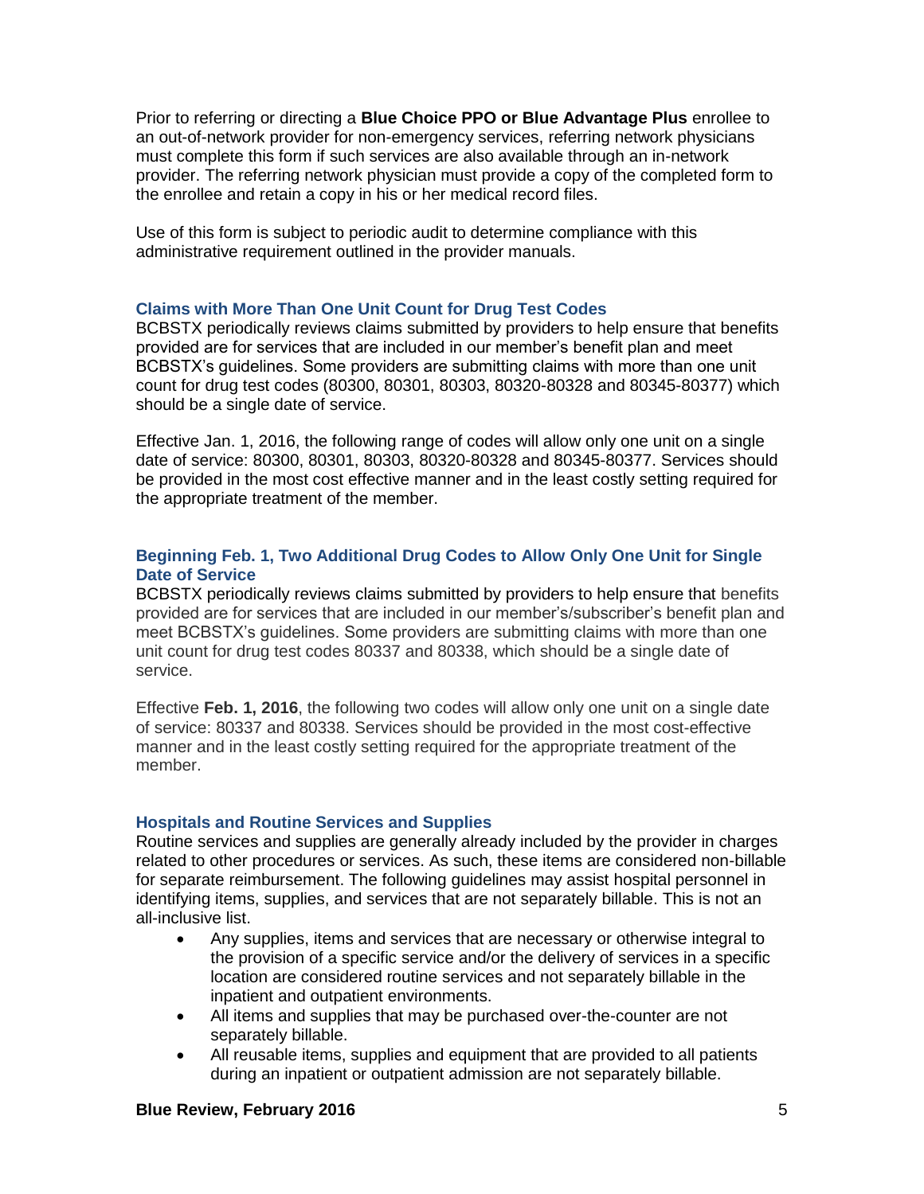Prior to referring or directing a **Blue Choice PPO or Blue Advantage Plus** enrollee to an out-of-network provider for non-emergency services, referring network physicians must complete this form if such services are also available through an in-network provider. The referring network physician must provide a copy of the completed form to the enrollee and retain a copy in his or her medical record files.

Use of this form is subject to periodic audit to determine compliance with this administrative requirement outlined in the provider manuals.

### Claims with More Than One Unit Count for Drug Test Codes

BCBSTX periodically reviews claims submitted by providers to help ensure that benefits provided are for services that are included in our member's benefit plan and meet BCBSTX's guidelines. Some providers are submitting claims with more than one unit count for drug test codes (80300, 80301, 80303, 80320-80328 and 80345-80377) which should be a single date of service.

Effective Jan. 1, 2016, the following range of codes will allow only one unit on a single date of service: 80300, 80301, 80303, 80320-80328 and 80345-80377. Services should be provided in the most cost effective manner and in the least costly setting required for the appropriate treatment of the member.

### Beginning Feb. 1, Two Additional Drug Codes to Allow Only One Unit for Single Date of Service

BCBSTX periodically reviews claims submitted by providers to help ensure that benefits provided are for services that are included in our member's/subscriber's benefit plan and meet BCBSTX's guidelines. Some providers are submitting claims with more than one unit count for drug test codes 80337 and 80338, which should be a single date of service.

Effective **Feb. 1, 2016**, the following two codes will allow only one unit on a single date of service: 80337 and 80338. Services should be provided in the most cost-effective manner and in the least costly setting required for the appropriate treatment of the member.

### Hospitals and Routine Services and Supplies

Routine services and supplies are generally already included by the provider in charges related to other procedures or services. As such, these items are considered non-billable for separate reimbursement. The following guidelines may assist hospital personnel in identifying items, supplies, and services that are not separately billable. This is not an all-inclusive list.

- Any supplies, items and services that are necessary or otherwise integral to the provision of a specific service and/or the delivery of services in a specific location are considered routine services and not separately billable in the inpatient and outpatient environments.
- All items and supplies that may be purchased over-the-counter are not separately billable.
- All reusable items, supplies and equipment that are provided to all patients during an inpatient or outpatient admission are not separately billable.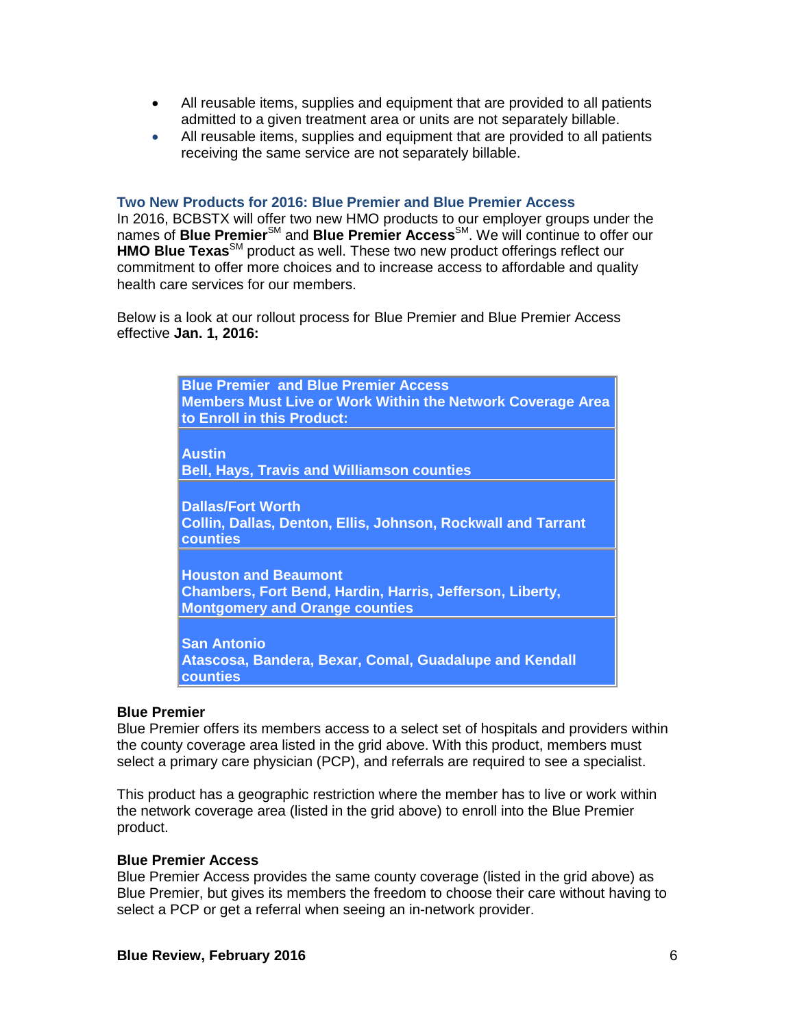- All reusable items, supplies and equipment that are provided to all patients admitted to a given treatment area or units are not separately billable.
- All reusable items, supplies and equipment that are provided to all patients receiving the same service are not separately billable.

### Two New Products for 2016: Blue Premier and Blue Premier Access

In 2016, BCBSTX will offer two new HMO products to our employer groups under the names of **Blue Premier**SM and **Blue Premier Access**SM. We will continue to offer our **HMO Blue Texas**SM product as well. These two new product offerings reflect our commitment to offer more choices and to increase access to affordable and quality health care services for our members.

Below is a look at our rollout process for Blue Premier and Blue Premier Access effective **Jan. 1, 2016:**

| Blue Premier and Blue Premier Access Members Must Live or Work Within the Network Coverage Area to Enroll in this Product: |
|---|
| **Austin** Bell, Hays, Travis and Williamson counties |
| **Dallas/Fort Worth** Collin, Dallas, Denton, Ellis, Johnson, Rockwall and Tarrant counties |
| **Houston and Beaumont** Chambers, Fort Bend, Hardin, Harris, Jefferson, Liberty, Montgomery and Orange counties |
| **San Antonio** Atascosa, Bandera, Bexar, Comal, Guadalupe and Kendall counties |

**Blue Premier**

Blue Premier offers its members access to a select set of hospitals and providers within the county coverage area listed in the grid above. With this product, members must select a primary care physician (PCP), and referrals are required to see a specialist.

This product has a geographic restriction where the member has to live or work within the network coverage area (listed in the grid above) to enroll into the Blue Premier product.

**Blue Premier Access**

Blue Premier Access provides the same county coverage (listed in the grid above) as Blue Premier, but gives its members the freedom to choose their care without having to select a PCP or get a referral when seeing an in-network provider.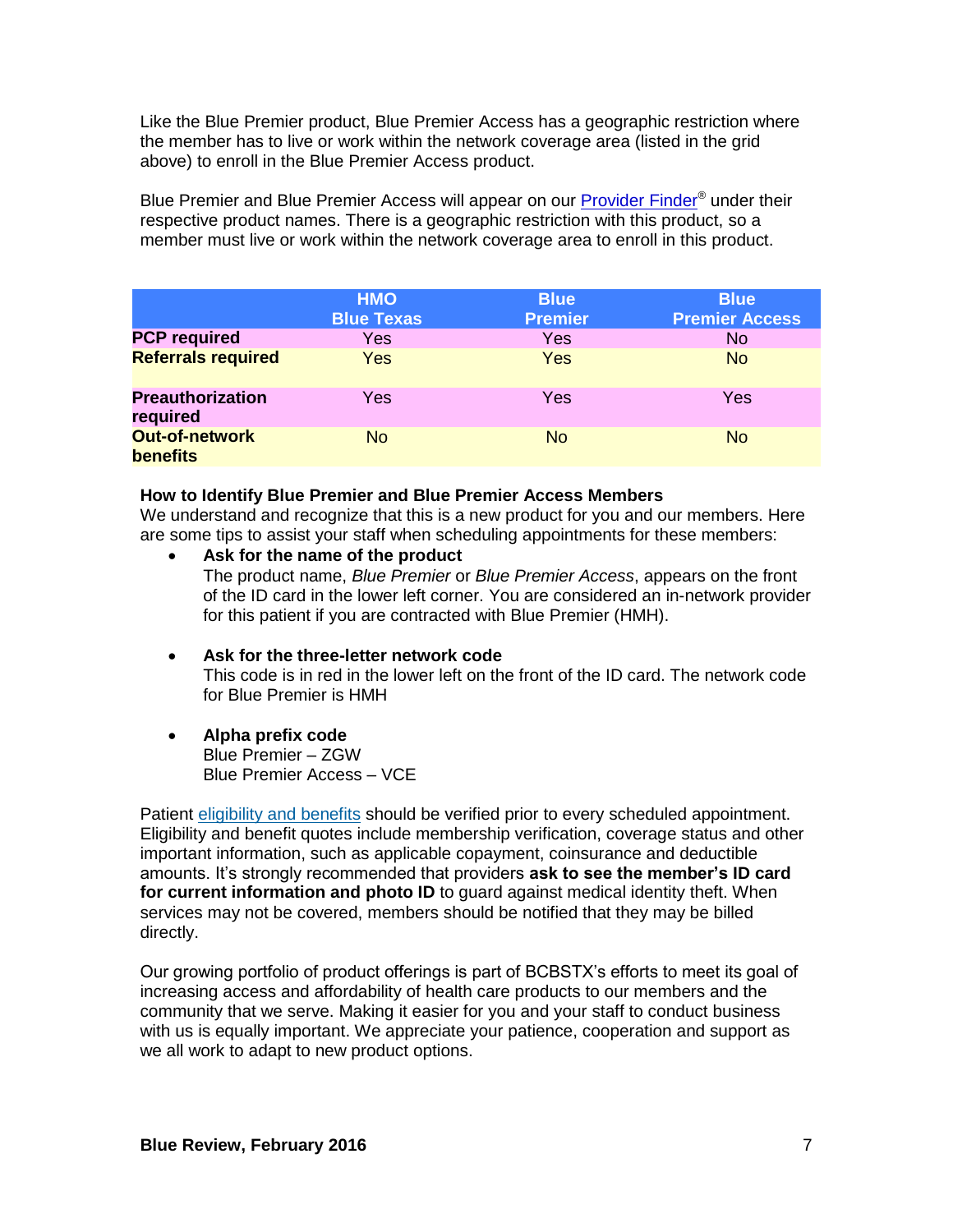Like the Blue Premier product, Blue Premier Access has a geographic restriction where the member has to live or work within the network coverage area (listed in the grid above) to enroll in the Blue Premier Access product.

Blue Premier and Blue Premier Access will appear on our Provider Finder® under their respective product names. There is a geographic restriction with this product, so a member must live or work within the network coverage area to enroll in this product.

| | HMO Blue Texas | Blue Premier | Blue Premier Access |
|---|---|---|---|
| **PCP required** | Yes | Yes | No |
| **Referrals required** | Yes | Yes | No |
| **Preauthorization required** | Yes | Yes | Yes |
| **Out-of-network benefits** | No | No | No |

**How to Identify Blue Premier and Blue Premier Access Members**

We understand and recognize that this is a new product for you and our members. Here are some tips to assist your staff when scheduling appointments for these members:

- **Ask for the name of the product**
  The product name, *Blue Premier* or *Blue Premier Access*, appears on the front of the ID card in the lower left corner. You are considered an in-network provider for this patient if you are contracted with Blue Premier (HMH).

- **Ask for the three-letter network code**
  This code is in red in the lower left on the front of the ID card. The network code for Blue Premier is HMH

- **Alpha prefix code**
  Blue Premier – ZGW
  Blue Premier Access – VCE

Patient eligibility and benefits should be verified prior to every scheduled appointment. Eligibility and benefit quotes include membership verification, coverage status and other important information, such as applicable copayment, coinsurance and deductible amounts. It's strongly recommended that providers **ask to see the member's ID card for current information and photo ID** to guard against medical identity theft. When services may not be covered, members should be notified that they may be billed directly.

Our growing portfolio of product offerings is part of BCBSTX's efforts to meet its goal of increasing access and affordability of health care products to our members and the community that we serve. Making it easier for you and your staff to conduct business with us is equally important. We appreciate your patience, cooperation and support as we all work to adapt to new product options.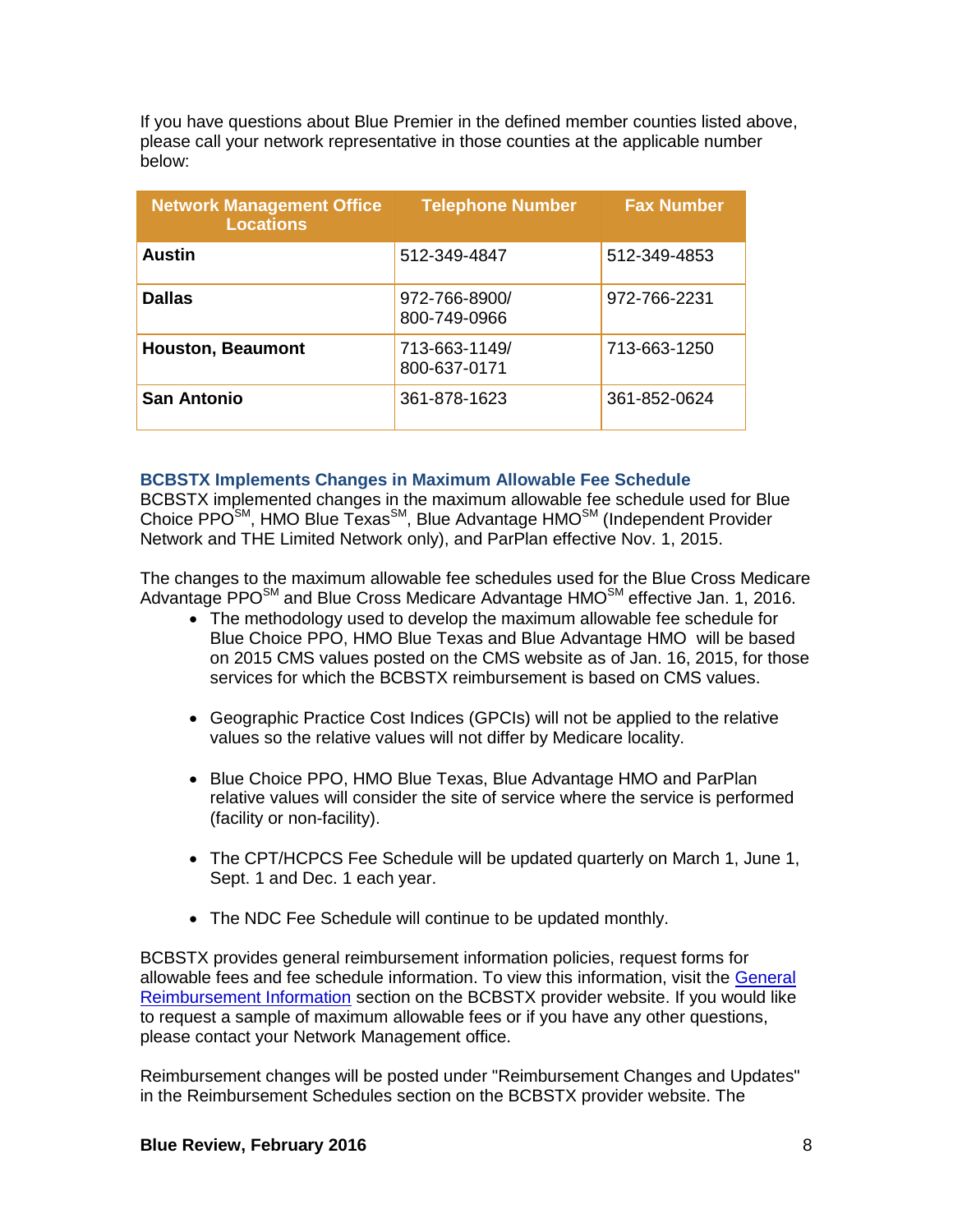If you have questions about Blue Premier in the defined member counties listed above, please call your network representative in those counties at the applicable number below:

| Network Management Office Locations | Telephone Number | Fax Number |
|---|---|---|
| **Austin** | 512-349-4847 | 512-349-4853 |
| **Dallas** | 972-766-8900/ 800-749-0966 | 972-766-2231 |
| **Houston, Beaumont** | 713-663-1149/ 800-637-0171 | 713-663-1250 |
| **San Antonio** | 361-878-1623 | 361-852-0624 |

### BCBSTX Implements Changes in Maximum Allowable Fee Schedule

BCBSTX implemented changes in the maximum allowable fee schedule used for Blue Choice PPO℠, HMO Blue Texas℠, Blue Advantage HMO℠ (Independent Provider Network and THE Limited Network only), and ParPlan effective Nov. 1, 2015.

The changes to the maximum allowable fee schedules used for the Blue Cross Medicare Advantage PPO℠ and Blue Cross Medicare Advantage HMO℠ effective Jan. 1, 2016.

- The methodology used to develop the maximum allowable fee schedule for Blue Choice PPO, HMO Blue Texas and Blue Advantage HMO will be based on 2015 CMS values posted on the CMS website as of Jan. 16, 2015, for those services for which the BCBSTX reimbursement is based on CMS values.
- Geographic Practice Cost Indices (GPCIs) will not be applied to the relative values so the relative values will not differ by Medicare locality.
- Blue Choice PPO, HMO Blue Texas, Blue Advantage HMO and ParPlan relative values will consider the site of service where the service is performed (facility or non-facility).
- The CPT/HCPCS Fee Schedule will be updated quarterly on March 1, June 1, Sept. 1 and Dec. 1 each year.
- The NDC Fee Schedule will continue to be updated monthly.

BCBSTX provides general reimbursement information policies, request forms for allowable fees and fee schedule information. To view this information, visit the General Reimbursement Information section on the BCBSTX provider website. If you would like to request a sample of maximum allowable fees or if you have any other questions, please contact your Network Management office.

Reimbursement changes will be posted under "Reimbursement Changes and Updates" in the Reimbursement Schedules section on the BCBSTX provider website. The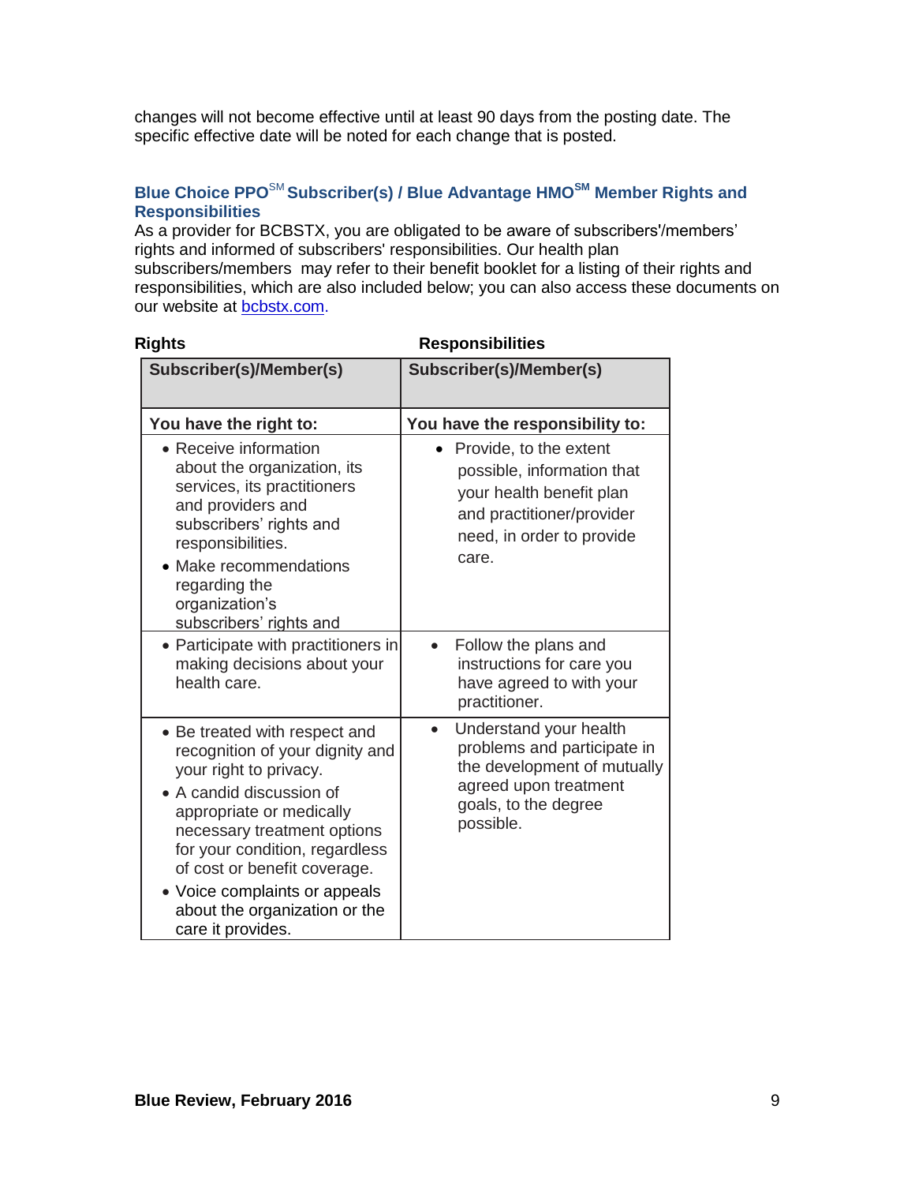changes will not become effective until at least 90 days from the posting date. The specific effective date will be noted for each change that is posted.

### Blue Choice PPO℠ Subscriber(s) / Blue Advantage HMO℠ Member Rights and Responsibilities

As a provider for BCBSTX, you are obligated to be aware of subscribers'/members' rights and informed of subscribers' responsibilities. Our health plan subscribers/members may refer to their benefit booklet for a listing of their rights and responsibilities, which are also included below; you can also access these documents on our website at bcbstx.com.

**Rights** | **Responsibilities**

| Subscriber(s)/Member(s) | Subscriber(s)/Member(s) |
|---|---|
| **You have the right to:** | **You have the responsibility to:** |
| • Receive information about the organization, its services, its practitioners and providers and subscribers' rights and responsibilities.<br>• Make recommendations regarding the organization's subscribers' rights and | • Provide, to the extent possible, information that your health benefit plan and practitioner/provider need, in order to provide care. |
| • Participate with practitioners in making decisions about your health care. | • Follow the plans and instructions for care you have agreed to with your practitioner. |
| • Be treated with respect and recognition of your dignity and your right to privacy.<br>• A candid discussion of appropriate or medically necessary treatment options for your condition, regardless of cost or benefit coverage.<br>• Voice complaints or appeals about the organization or the care it provides. | • Understand your health problems and participate in the development of mutually agreed upon treatment goals, to the degree possible. |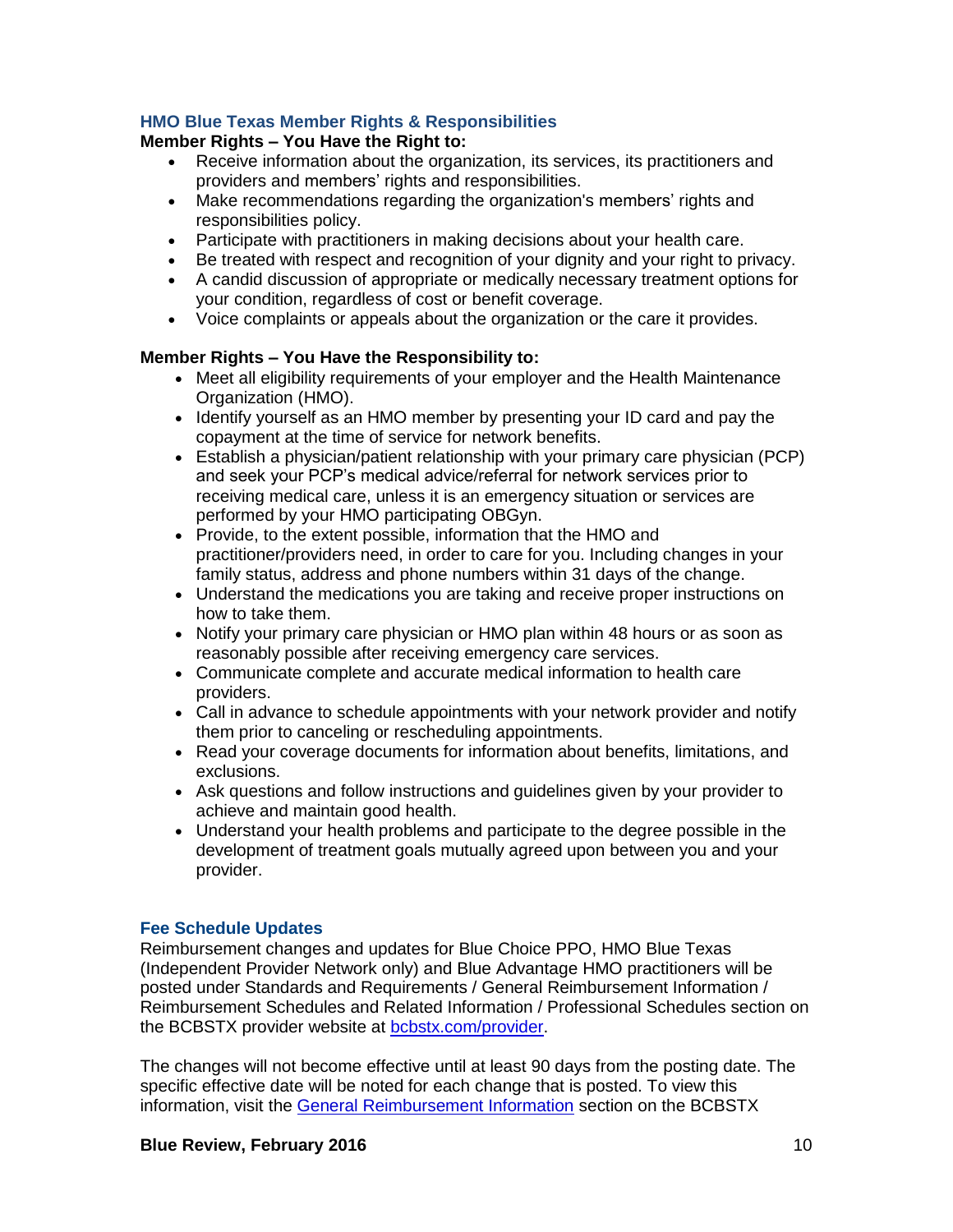### HMO Blue Texas Member Rights & Responsibilities

**Member Rights – You Have the Right to:**

- Receive information about the organization, its services, its practitioners and providers and members' rights and responsibilities.
- Make recommendations regarding the organization's members' rights and responsibilities policy.
- Participate with practitioners in making decisions about your health care.
- Be treated with respect and recognition of your dignity and your right to privacy.
- A candid discussion of appropriate or medically necessary treatment options for your condition, regardless of cost or benefit coverage.
- Voice complaints or appeals about the organization or the care it provides.

**Member Rights – You Have the Responsibility to:**

- Meet all eligibility requirements of your employer and the Health Maintenance Organization (HMO).
- Identify yourself as an HMO member by presenting your ID card and pay the copayment at the time of service for network benefits.
- Establish a physician/patient relationship with your primary care physician (PCP) and seek your PCP's medical advice/referral for network services prior to receiving medical care, unless it is an emergency situation or services are performed by your HMO participating OBGyn.
- Provide, to the extent possible, information that the HMO and practitioner/providers need, in order to care for you. Including changes in your family status, address and phone numbers within 31 days of the change.
- Understand the medications you are taking and receive proper instructions on how to take them.
- Notify your primary care physician or HMO plan within 48 hours or as soon as reasonably possible after receiving emergency care services.
- Communicate complete and accurate medical information to health care providers.
- Call in advance to schedule appointments with your network provider and notify them prior to canceling or rescheduling appointments.
- Read your coverage documents for information about benefits, limitations, and exclusions.
- Ask questions and follow instructions and guidelines given by your provider to achieve and maintain good health.
- Understand your health problems and participate to the degree possible in the development of treatment goals mutually agreed upon between you and your provider.

### Fee Schedule Updates

Reimbursement changes and updates for Blue Choice PPO, HMO Blue Texas (Independent Provider Network only) and Blue Advantage HMO practitioners will be posted under Standards and Requirements / General Reimbursement Information / Reimbursement Schedules and Related Information / Professional Schedules section on the BCBSTX provider website at [bcbstx.com/provider](bcbstx.com/provider).

The changes will not become effective until at least 90 days from the posting date. The specific effective date will be noted for each change that is posted. To view this information, visit the General Reimbursement Information section on the BCBSTX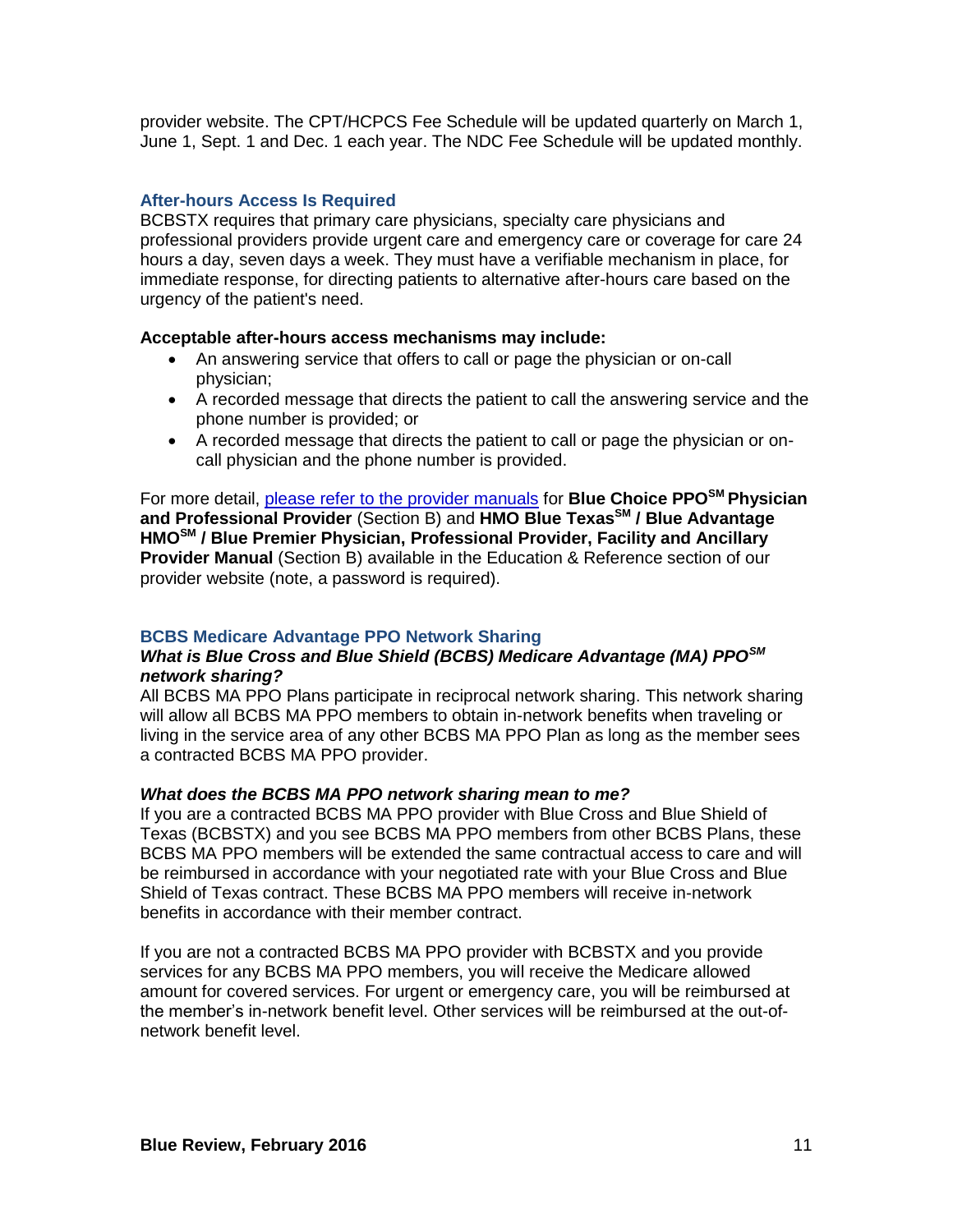provider website. The CPT/HCPCS Fee Schedule will be updated quarterly on March 1, June 1, Sept. 1 and Dec. 1 each year. The NDC Fee Schedule will be updated monthly.

## After-hours Access Is Required

BCBSTX requires that primary care physicians, specialty care physicians and professional providers provide urgent care and emergency care or coverage for care 24 hours a day, seven days a week. They must have a verifiable mechanism in place, for immediate response, for directing patients to alternative after-hours care based on the urgency of the patient's need.

**Acceptable after-hours access mechanisms may include:**

- An answering service that offers to call or page the physician or on-call physician;
- A recorded message that directs the patient to call the answering service and the phone number is provided; or
- A recorded message that directs the patient to call or page the physician or on-call physician and the phone number is provided.

For more detail, please refer to the provider manuals for **Blue Choice PPO℠ Physician and Professional Provider** (Section B) and **HMO Blue Texas℠ / Blue Advantage HMO℠ / Blue Premier Physician, Professional Provider, Facility and Ancillary Provider Manual** (Section B) available in the Education & Reference section of our provider website (note, a password is required).

## BCBS Medicare Advantage PPO Network Sharing

***What is Blue Cross and Blue Shield (BCBS) Medicare Advantage (MA) PPO℠ network sharing?***

All BCBS MA PPO Plans participate in reciprocal network sharing. This network sharing will allow all BCBS MA PPO members to obtain in-network benefits when traveling or living in the service area of any other BCBS MA PPO Plan as long as the member sees a contracted BCBS MA PPO provider.

***What does the BCBS MA PPO network sharing mean to me?***

If you are a contracted BCBS MA PPO provider with Blue Cross and Blue Shield of Texas (BCBSTX) and you see BCBS MA PPO members from other BCBS Plans, these BCBS MA PPO members will be extended the same contractual access to care and will be reimbursed in accordance with your negotiated rate with your Blue Cross and Blue Shield of Texas contract. These BCBS MA PPO members will receive in-network benefits in accordance with their member contract.

If you are not a contracted BCBS MA PPO provider with BCBSTX and you provide services for any BCBS MA PPO members, you will receive the Medicare allowed amount for covered services. For urgent or emergency care, you will be reimbursed at the member's in-network benefit level. Other services will be reimbursed at the out-of-network benefit level.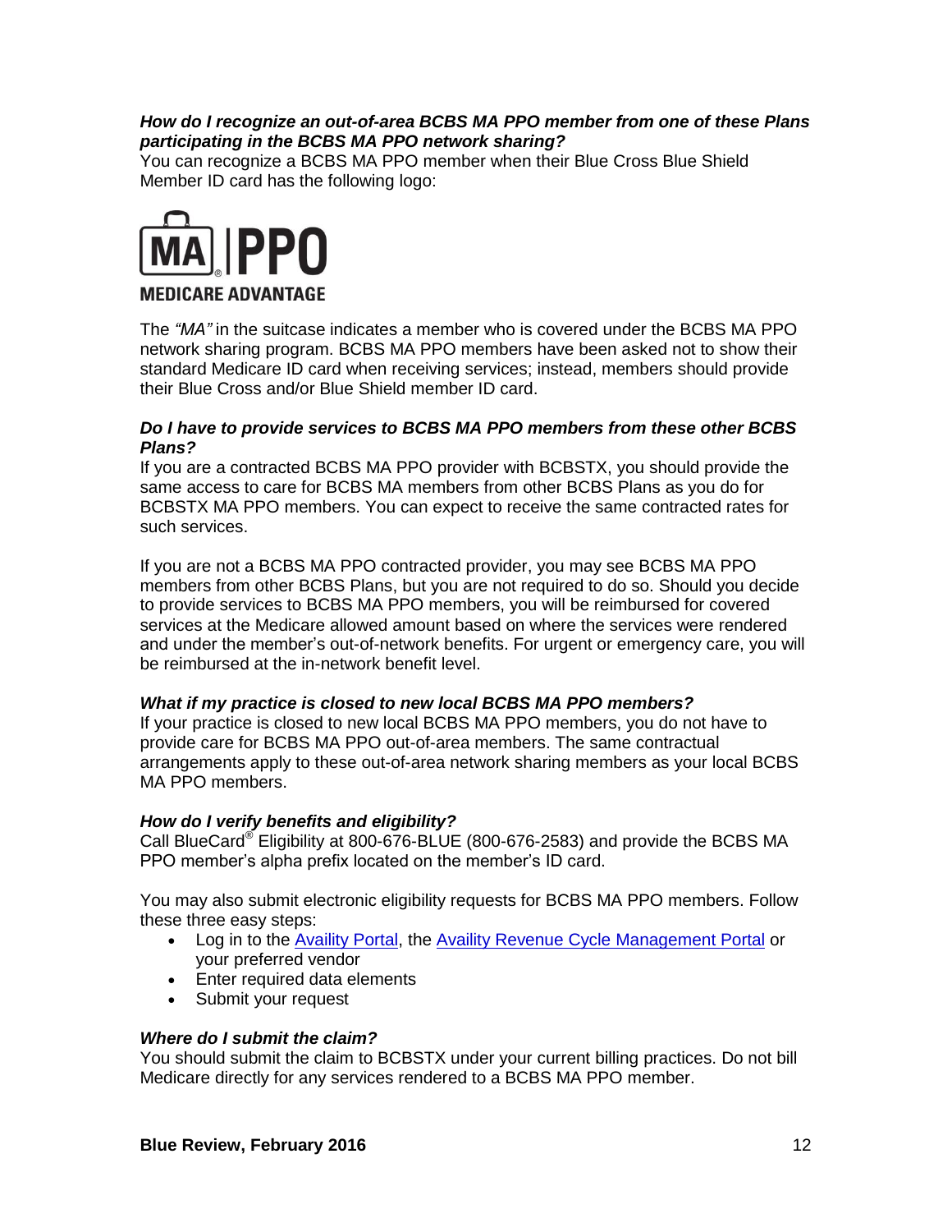***How do I recognize an out-of-area BCBS MA PPO member from one of these Plans participating in the BCBS MA PPO network sharing?***

You can recognize a BCBS MA PPO member when their Blue Cross Blue Shield Member ID card has the following logo:

MA | PPO
MEDICARE ADVANTAGE

The *"MA"* in the suitcase indicates a member who is covered under the BCBS MA PPO network sharing program. BCBS MA PPO members have been asked not to show their standard Medicare ID card when receiving services; instead, members should provide their Blue Cross and/or Blue Shield member ID card.

***Do I have to provide services to BCBS MA PPO members from these other BCBS Plans?***

If you are a contracted BCBS MA PPO provider with BCBSTX, you should provide the same access to care for BCBS MA members from other BCBS Plans as you do for BCBSTX MA PPO members. You can expect to receive the same contracted rates for such services.

If you are not a BCBS MA PPO contracted provider, you may see BCBS MA PPO members from other BCBS Plans, but you are not required to do so. Should you decide to provide services to BCBS MA PPO members, you will be reimbursed for covered services at the Medicare allowed amount based on where the services were rendered and under the member's out-of-network benefits. For urgent or emergency care, you will be reimbursed at the in-network benefit level.

***What if my practice is closed to new local BCBS MA PPO members?***

If your practice is closed to new local BCBS MA PPO members, you do not have to provide care for BCBS MA PPO out-of-area members. The same contractual arrangements apply to these out-of-area network sharing members as your local BCBS MA PPO members.

***How do I verify benefits and eligibility?***

Call BlueCard® Eligibility at 800-676-BLUE (800-676-2583) and provide the BCBS MA PPO member's alpha prefix located on the member's ID card.

You may also submit electronic eligibility requests for BCBS MA PPO members. Follow these three easy steps:

- Log in to the Availity Portal, the Availity Revenue Cycle Management Portal or your preferred vendor
- Enter required data elements
- Submit your request

***Where do I submit the claim?***

You should submit the claim to BCBSTX under your current billing practices. Do not bill Medicare directly for any services rendered to a BCBS MA PPO member.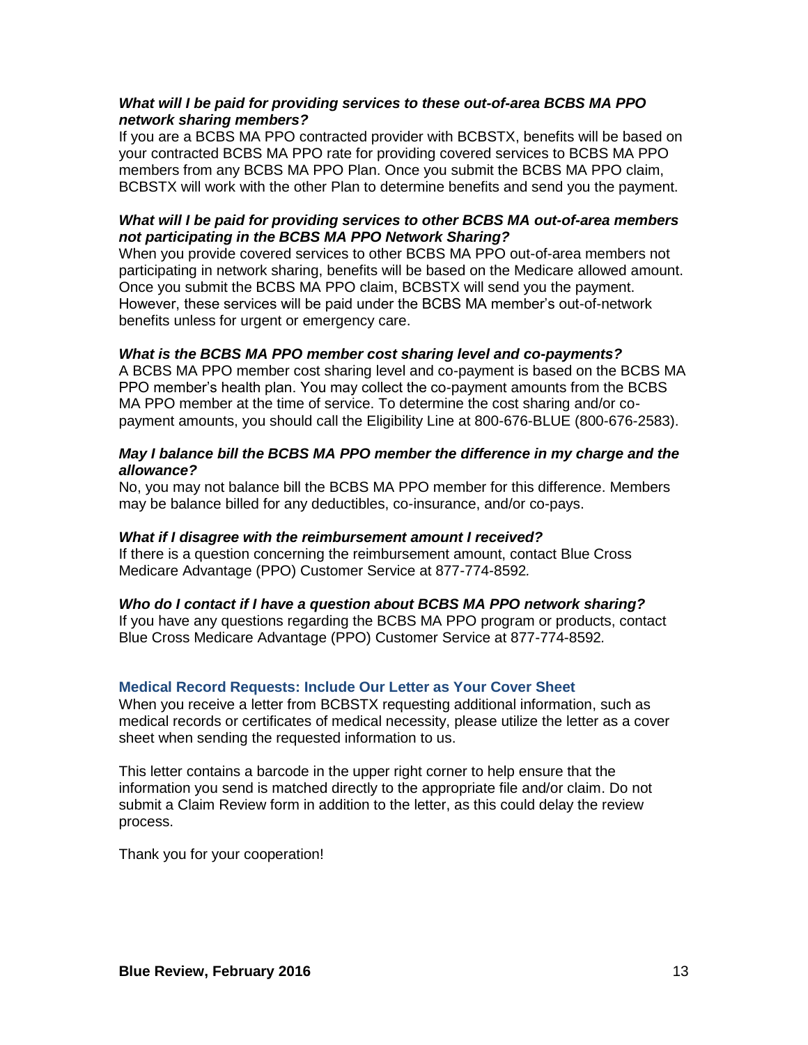***What will I be paid for providing services to these out-of-area BCBS MA PPO network sharing members?***

If you are a BCBS MA PPO contracted provider with BCBSTX, benefits will be based on your contracted BCBS MA PPO rate for providing covered services to BCBS MA PPO members from any BCBS MA PPO Plan. Once you submit the BCBS MA PPO claim, BCBSTX will work with the other Plan to determine benefits and send you the payment.

***What will I be paid for providing services to other BCBS MA out-of-area members not participating in the BCBS MA PPO Network Sharing?***

When you provide covered services to other BCBS MA PPO out-of-area members not participating in network sharing, benefits will be based on the Medicare allowed amount. Once you submit the BCBS MA PPO claim, BCBSTX will send you the payment. However, these services will be paid under the BCBS MA member's out-of-network benefits unless for urgent or emergency care.

***What is the BCBS MA PPO member cost sharing level and co-payments?***

A BCBS MA PPO member cost sharing level and co-payment is based on the BCBS MA PPO member's health plan. You may collect the co-payment amounts from the BCBS MA PPO member at the time of service. To determine the cost sharing and/or co-payment amounts, you should call the Eligibility Line at 800-676-BLUE (800-676-2583).

***May I balance bill the BCBS MA PPO member the difference in my charge and the allowance?***

No, you may not balance bill the BCBS MA PPO member for this difference. Members may be balance billed for any deductibles, co-insurance, and/or co-pays.

***What if I disagree with the reimbursement amount I received?***

If there is a question concerning the reimbursement amount, contact Blue Cross Medicare Advantage (PPO) Customer Service at 877-774-8592.

***Who do I contact if I have a question about BCBS MA PPO network sharing?***

If you have any questions regarding the BCBS MA PPO program or products, contact Blue Cross Medicare Advantage (PPO) Customer Service at 877-774-8592.

## Medical Record Requests: Include Our Letter as Your Cover Sheet

When you receive a letter from BCBSTX requesting additional information, such as medical records or certificates of medical necessity, please utilize the letter as a cover sheet when sending the requested information to us.

This letter contains a barcode in the upper right corner to help ensure that the information you send is matched directly to the appropriate file and/or claim. Do not submit a Claim Review form in addition to the letter, as this could delay the review process.

Thank you for your cooperation!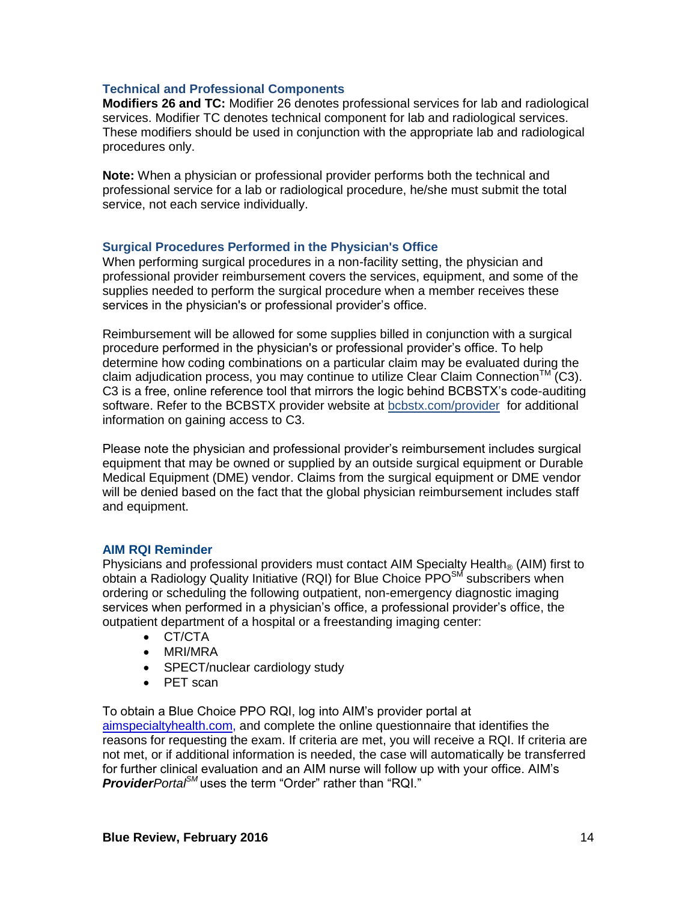### Technical and Professional Components

**Modifiers 26 and TC:** Modifier 26 denotes professional services for lab and radiological services. Modifier TC denotes technical component for lab and radiological services. These modifiers should be used in conjunction with the appropriate lab and radiological procedures only.

**Note:** When a physician or professional provider performs both the technical and professional service for a lab or radiological procedure, he/she must submit the total service, not each service individually.

### Surgical Procedures Performed in the Physician's Office

When performing surgical procedures in a non-facility setting, the physician and professional provider reimbursement covers the services, equipment, and some of the supplies needed to perform the surgical procedure when a member receives these services in the physician's or professional provider's office.

Reimbursement will be allowed for some supplies billed in conjunction with a surgical procedure performed in the physician's or professional provider's office. To help determine how coding combinations on a particular claim may be evaluated during the claim adjudication process, you may continue to utilize Clear Claim Connection™ (C3). C3 is a free, online reference tool that mirrors the logic behind BCBSTX's code-auditing software. Refer to the BCBSTX provider website at bcbstx.com/provider for additional information on gaining access to C3.

Please note the physician and professional provider's reimbursement includes surgical equipment that may be owned or supplied by an outside surgical equipment or Durable Medical Equipment (DME) vendor. Claims from the surgical equipment or DME vendor will be denied based on the fact that the global physician reimbursement includes staff and equipment.

### AIM RQI Reminder

Physicians and professional providers must contact AIM Specialty Health® (AIM) first to obtain a Radiology Quality Initiative (RQI) for Blue Choice PPO℠ subscribers when ordering or scheduling the following outpatient, non-emergency diagnostic imaging services when performed in a physician's office, a professional provider's office, the outpatient department of a hospital or a freestanding imaging center:

- CT/CTA
- MRI/MRA
- SPECT/nuclear cardiology study
- PET scan

To obtain a Blue Choice PPO RQI, log into AIM's provider portal at aimspecialtyhealth.com, and complete the online questionnaire that identifies the reasons for requesting the exam. If criteria are met, you will receive a RQI. If criteria are not met, or if additional information is needed, the case will automatically be transferred for further clinical evaluation and an AIM nurse will follow up with your office. AIM's ***Provider****Portal*℠ uses the term "Order" rather than "RQI."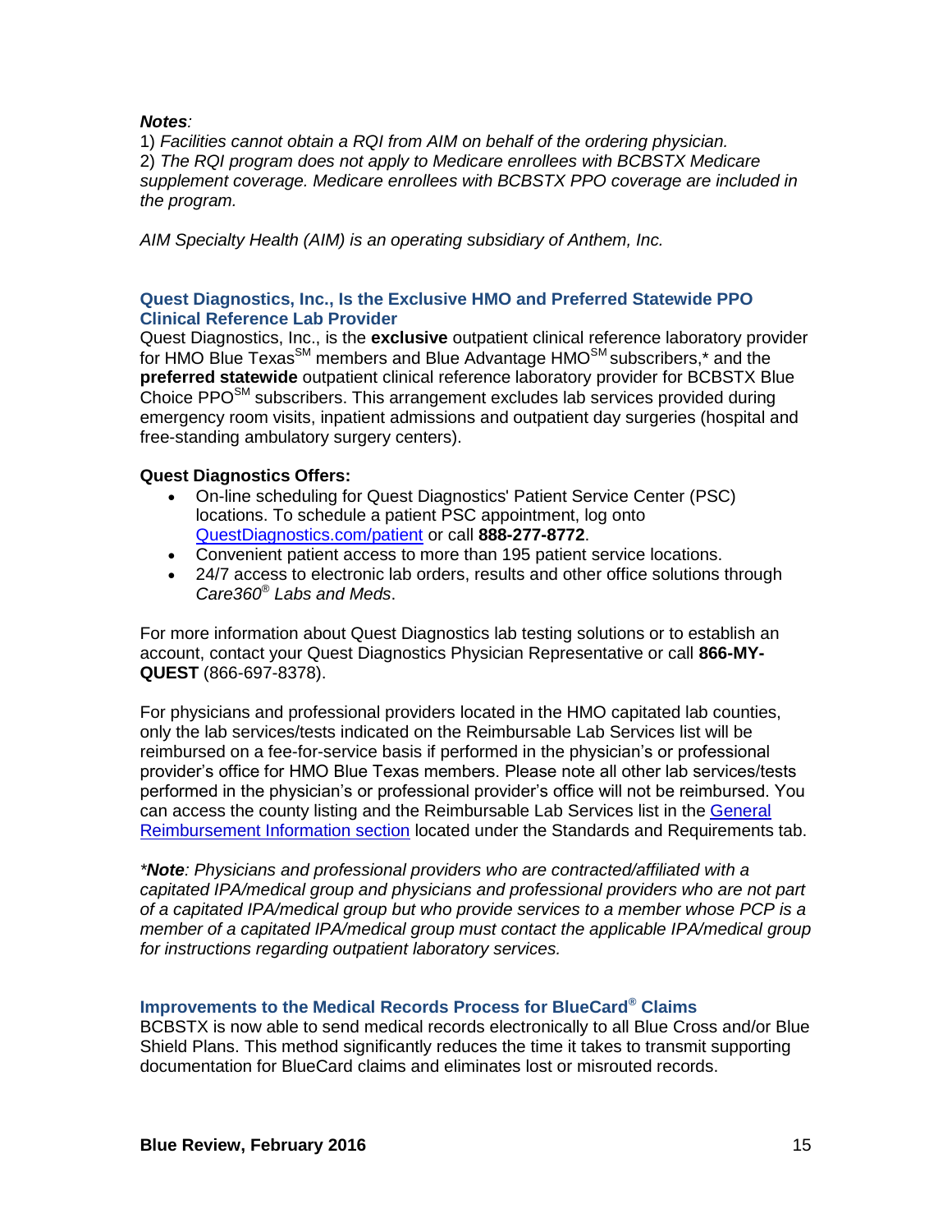***Notes**:*

1) *Facilities cannot obtain a RQI from AIM on behalf of the ordering physician.*

2) *The RQI program does not apply to Medicare enrollees with BCBSTX Medicare supplement coverage. Medicare enrollees with BCBSTX PPO coverage are included in the program.*

*AIM Specialty Health (AIM) is an operating subsidiary of Anthem, Inc.*

### Quest Diagnostics, Inc., Is the Exclusive HMO and Preferred Statewide PPO Clinical Reference Lab Provider

Quest Diagnostics, Inc., is the **exclusive** outpatient clinical reference laboratory provider for HMO Blue Texas[SM] members and Blue Advantage HMO[SM] subscribers,* and the **preferred statewide** outpatient clinical reference laboratory provider for BCBSTX Blue Choice PPO[SM] subscribers. This arrangement excludes lab services provided during emergency room visits, inpatient admissions and outpatient day surgeries (hospital and free-standing ambulatory surgery centers).

**Quest Diagnostics Offers:**

- On-line scheduling for Quest Diagnostics' Patient Service Center (PSC) locations. To schedule a patient PSC appointment, log onto [QuestDiagnostics.com/patient](QuestDiagnostics.com/patient) or call **888-277-8772**.
- Convenient patient access to more than 195 patient service locations.
- 24/7 access to electronic lab orders, results and other office solutions through *Care360® Labs and Meds*.

For more information about Quest Diagnostics lab testing solutions or to establish an account, contact your Quest Diagnostics Physician Representative or call **866-MY-QUEST** (866-697-8378).

For physicians and professional providers located in the HMO capitated lab counties, only the lab services/tests indicated on the Reimbursable Lab Services list will be reimbursed on a fee-for-service basis if performed in the physician's or professional provider's office for HMO Blue Texas members. Please note all other lab services/tests performed in the physician's or professional provider's office will not be reimbursed. You can access the county listing and the Reimbursable Lab Services list in the General Reimbursement Information section located under the Standards and Requirements tab.

**Note*: Physicians and professional providers who are contracted/affiliated with a capitated IPA/medical group and physicians and professional providers who are not part of a capitated IPA/medical group but who provide services to a member whose PCP is a member of a capitated IPA/medical group must contact the applicable IPA/medical group for instructions regarding outpatient laboratory services.*

### Improvements to the Medical Records Process for BlueCard® Claims

BCBSTX is now able to send medical records electronically to all Blue Cross and/or Blue Shield Plans. This method significantly reduces the time it takes to transmit supporting documentation for BlueCard claims and eliminates lost or misrouted records.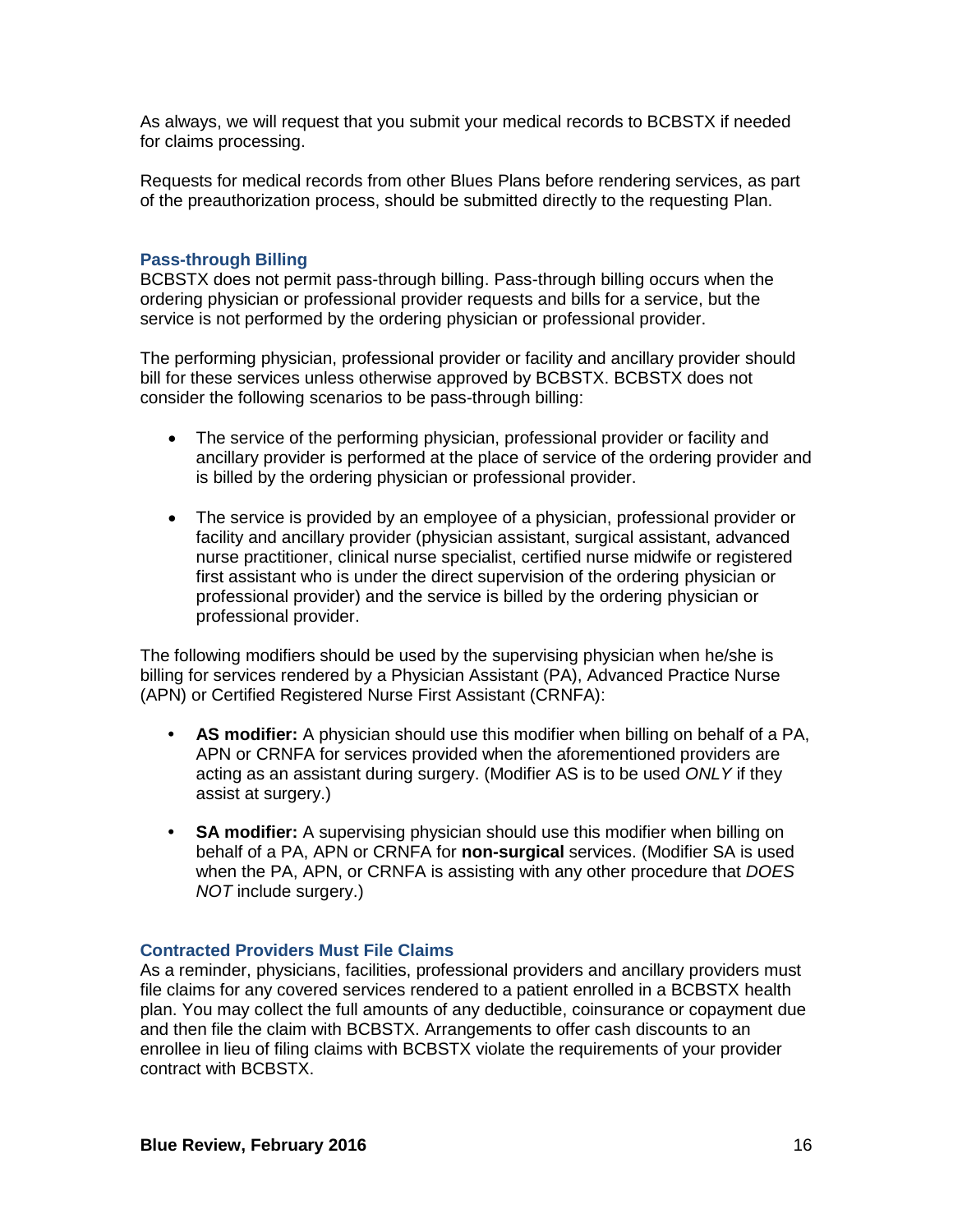As always, we will request that you submit your medical records to BCBSTX if needed for claims processing.

Requests for medical records from other Blues Plans before rendering services, as part of the preauthorization process, should be submitted directly to the requesting Plan.

### Pass-through Billing

BCBSTX does not permit pass-through billing. Pass-through billing occurs when the ordering physician or professional provider requests and bills for a service, but the service is not performed by the ordering physician or professional provider.

The performing physician, professional provider or facility and ancillary provider should bill for these services unless otherwise approved by BCBSTX. BCBSTX does not consider the following scenarios to be pass-through billing:

- The service of the performing physician, professional provider or facility and ancillary provider is performed at the place of service of the ordering provider and is billed by the ordering physician or professional provider.
- The service is provided by an employee of a physician, professional provider or facility and ancillary provider (physician assistant, surgical assistant, advanced nurse practitioner, clinical nurse specialist, certified nurse midwife or registered first assistant who is under the direct supervision of the ordering physician or professional provider) and the service is billed by the ordering physician or professional provider.

The following modifiers should be used by the supervising physician when he/she is billing for services rendered by a Physician Assistant (PA), Advanced Practice Nurse (APN) or Certified Registered Nurse First Assistant (CRNFA):

- **AS modifier:** A physician should use this modifier when billing on behalf of a PA, APN or CRNFA for services provided when the aforementioned providers are acting as an assistant during surgery. (Modifier AS is to be used *ONLY* if they assist at surgery.)
- **SA modifier:** A supervising physician should use this modifier when billing on behalf of a PA, APN or CRNFA for **non-surgical** services. (Modifier SA is used when the PA, APN, or CRNFA is assisting with any other procedure that *DOES NOT* include surgery.)

### Contracted Providers Must File Claims

As a reminder, physicians, facilities, professional providers and ancillary providers must file claims for any covered services rendered to a patient enrolled in a BCBSTX health plan. You may collect the full amounts of any deductible, coinsurance or copayment due and then file the claim with BCBSTX. Arrangements to offer cash discounts to an enrollee in lieu of filing claims with BCBSTX violate the requirements of your provider contract with BCBSTX.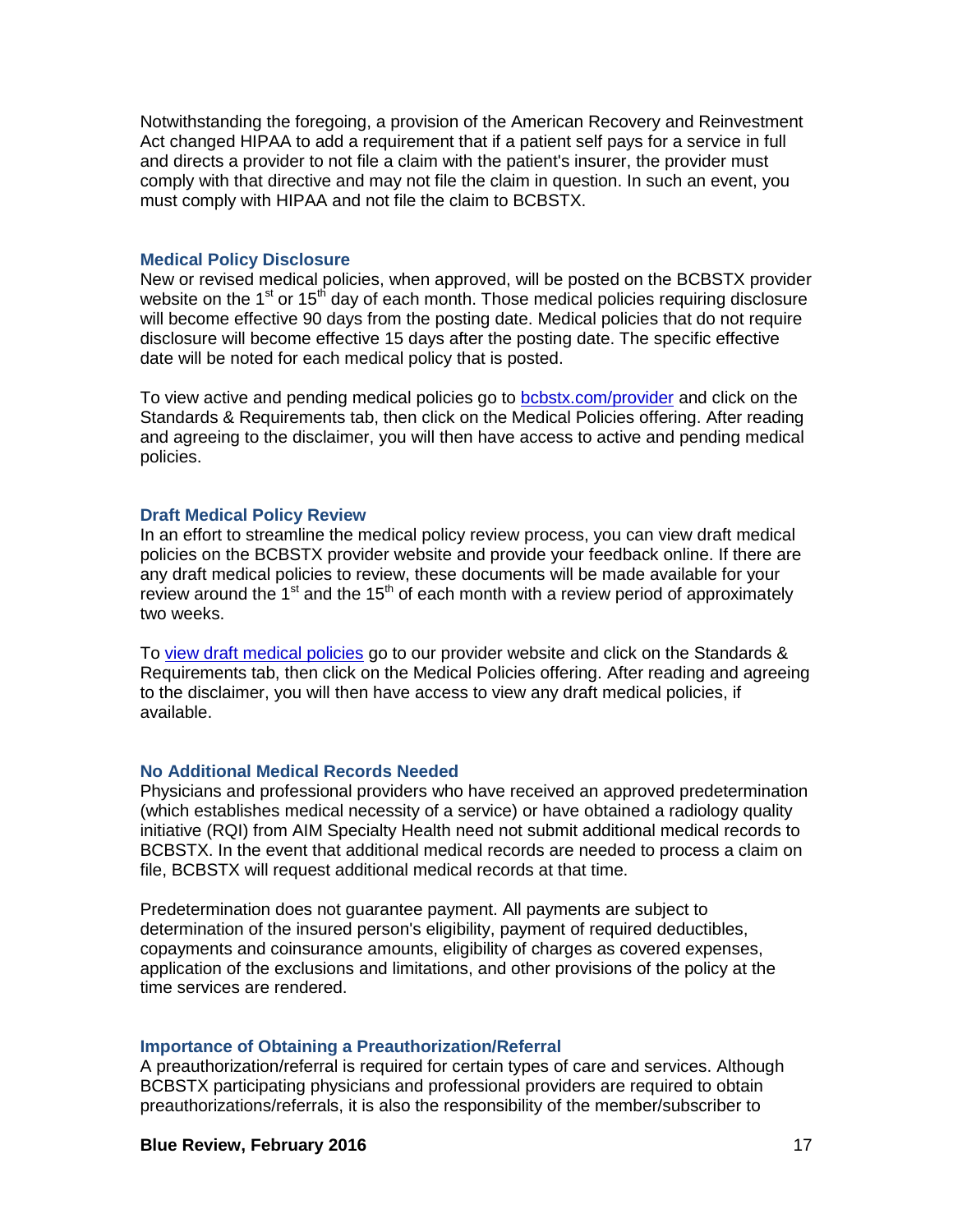Notwithstanding the foregoing, a provision of the American Recovery and Reinvestment Act changed HIPAA to add a requirement that if a patient self pays for a service in full and directs a provider to not file a claim with the patient's insurer, the provider must comply with that directive and may not file the claim in question. In such an event, you must comply with HIPAA and not file the claim to BCBSTX.

### Medical Policy Disclosure

New or revised medical policies, when approved, will be posted on the BCBSTX provider website on the 1st or 15th day of each month. Those medical policies requiring disclosure will become effective 90 days from the posting date. Medical policies that do not require disclosure will become effective 15 days after the posting date. The specific effective date will be noted for each medical policy that is posted.

To view active and pending medical policies go to [bcbstx.com/provider](bcbstx.com/provider) and click on the Standards & Requirements tab, then click on the Medical Policies offering. After reading and agreeing to the disclaimer, you will then have access to active and pending medical policies.

### Draft Medical Policy Review

In an effort to streamline the medical policy review process, you can view draft medical policies on the BCBSTX provider website and provide your feedback online. If there are any draft medical policies to review, these documents will be made available for your review around the 1st and the 15th of each month with a review period of approximately two weeks.

To view draft medical policies go to our provider website and click on the Standards & Requirements tab, then click on the Medical Policies offering. After reading and agreeing to the disclaimer, you will then have access to view any draft medical policies, if available.

### No Additional Medical Records Needed

Physicians and professional providers who have received an approved predetermination (which establishes medical necessity of a service) or have obtained a radiology quality initiative (RQI) from AIM Specialty Health need not submit additional medical records to BCBSTX. In the event that additional medical records are needed to process a claim on file, BCBSTX will request additional medical records at that time.

Predetermination does not guarantee payment. All payments are subject to determination of the insured person's eligibility, payment of required deductibles, copayments and coinsurance amounts, eligibility of charges as covered expenses, application of the exclusions and limitations, and other provisions of the policy at the time services are rendered.

### Importance of Obtaining a Preauthorization/Referral

A preauthorization/referral is required for certain types of care and services. Although BCBSTX participating physicians and professional providers are required to obtain preauthorizations/referrals, it is also the responsibility of the member/subscriber to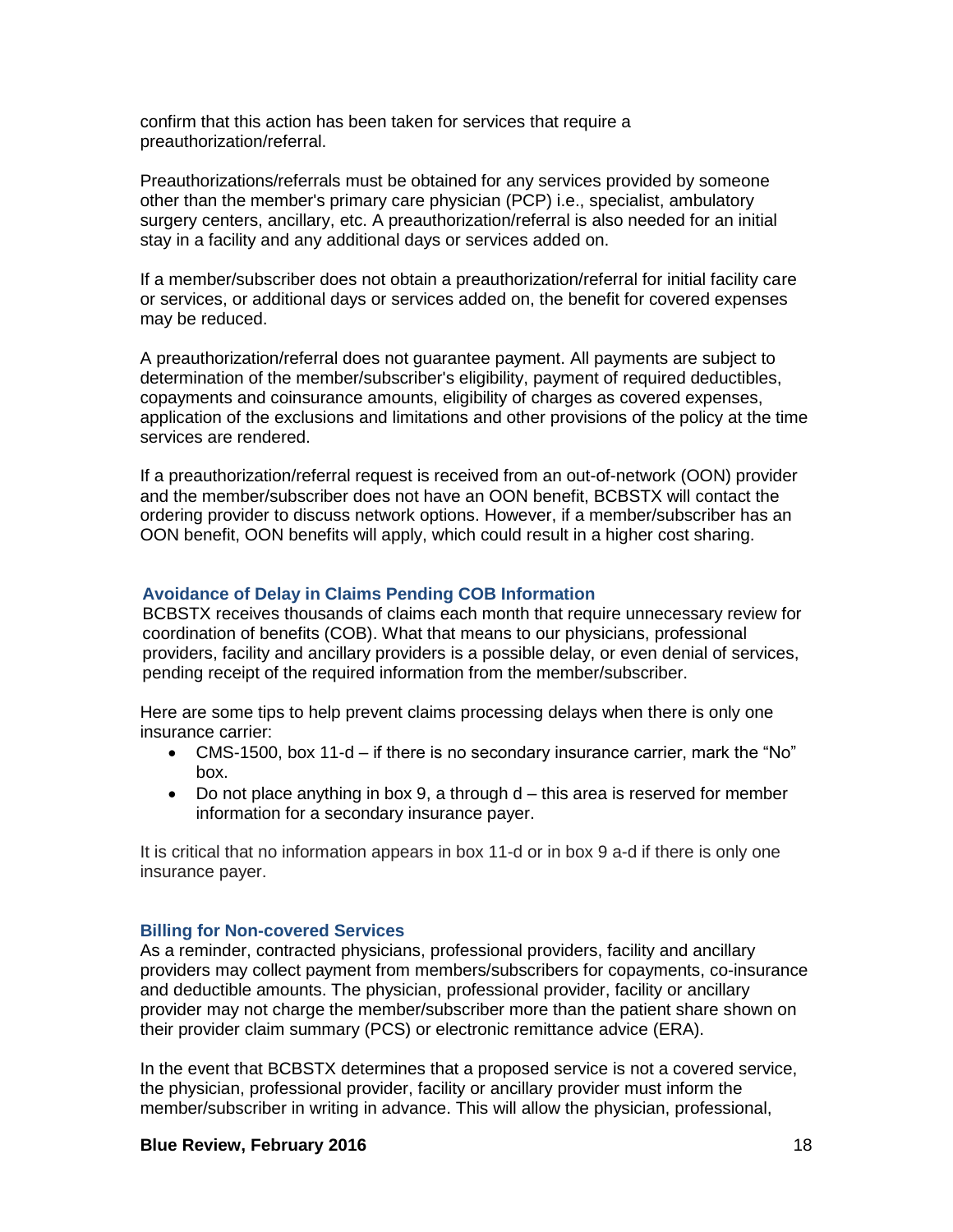confirm that this action has been taken for services that require a preauthorization/referral.

Preauthorizations/referrals must be obtained for any services provided by someone other than the member's primary care physician (PCP) i.e., specialist, ambulatory surgery centers, ancillary, etc. A preauthorization/referral is also needed for an initial stay in a facility and any additional days or services added on.

If a member/subscriber does not obtain a preauthorization/referral for initial facility care or services, or additional days or services added on, the benefit for covered expenses may be reduced.

A preauthorization/referral does not guarantee payment. All payments are subject to determination of the member/subscriber's eligibility, payment of required deductibles, copayments and coinsurance amounts, eligibility of charges as covered expenses, application of the exclusions and limitations and other provisions of the policy at the time services are rendered.

If a preauthorization/referral request is received from an out-of-network (OON) provider and the member/subscriber does not have an OON benefit, BCBSTX will contact the ordering provider to discuss network options. However, if a member/subscriber has an OON benefit, OON benefits will apply, which could result in a higher cost sharing.

### Avoidance of Delay in Claims Pending COB Information

BCBSTX receives thousands of claims each month that require unnecessary review for coordination of benefits (COB). What that means to our physicians, professional providers, facility and ancillary providers is a possible delay, or even denial of services, pending receipt of the required information from the member/subscriber.

Here are some tips to help prevent claims processing delays when there is only one insurance carrier:

- CMS-1500, box 11-d – if there is no secondary insurance carrier, mark the "No" box.
- Do not place anything in box 9, a through d – this area is reserved for member information for a secondary insurance payer.

It is critical that no information appears in box 11-d or in box 9 a-d if there is only one insurance payer.

### Billing for Non-covered Services

As a reminder, contracted physicians, professional providers, facility and ancillary providers may collect payment from members/subscribers for copayments, co-insurance and deductible amounts. The physician, professional provider, facility or ancillary provider may not charge the member/subscriber more than the patient share shown on their provider claim summary (PCS) or electronic remittance advice (ERA).

In the event that BCBSTX determines that a proposed service is not a covered service, the physician, professional provider, facility or ancillary provider must inform the member/subscriber in writing in advance. This will allow the physician, professional,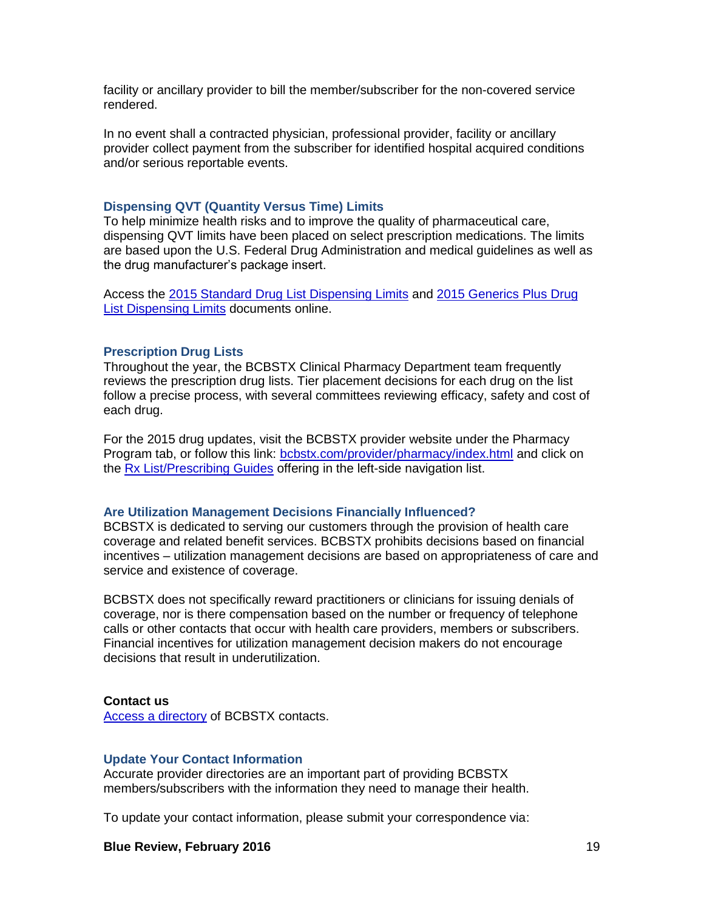facility or ancillary provider to bill the member/subscriber for the non-covered service rendered.

In no event shall a contracted physician, professional provider, facility or ancillary provider collect payment from the subscriber for identified hospital acquired conditions and/or serious reportable events.

### Dispensing QVT (Quantity Versus Time) Limits

To help minimize health risks and to improve the quality of pharmaceutical care, dispensing QVT limits have been placed on select prescription medications. The limits are based upon the U.S. Federal Drug Administration and medical guidelines as well as the drug manufacturer's package insert.

Access the 2015 Standard Drug List Dispensing Limits and 2015 Generics Plus Drug List Dispensing Limits documents online.

### Prescription Drug Lists

Throughout the year, the BCBSTX Clinical Pharmacy Department team frequently reviews the prescription drug lists. Tier placement decisions for each drug on the list follow a precise process, with several committees reviewing efficacy, safety and cost of each drug.

For the 2015 drug updates, visit the BCBSTX provider website under the Pharmacy Program tab, or follow this link: bcbstx.com/provider/pharmacy/index.html and click on the Rx List/Prescribing Guides offering in the left-side navigation list.

### Are Utilization Management Decisions Financially Influenced?

BCBSTX is dedicated to serving our customers through the provision of health care coverage and related benefit services. BCBSTX prohibits decisions based on financial incentives – utilization management decisions are based on appropriateness of care and service and existence of coverage.

BCBSTX does not specifically reward practitioners or clinicians for issuing denials of coverage, nor is there compensation based on the number or frequency of telephone calls or other contacts that occur with health care providers, members or subscribers. Financial incentives for utilization management decision makers do not encourage decisions that result in underutilization.

**Contact us**

Access a directory of BCBSTX contacts.

### Update Your Contact Information

Accurate provider directories are an important part of providing BCBSTX members/subscribers with the information they need to manage their health.

To update your contact information, please submit your correspondence via: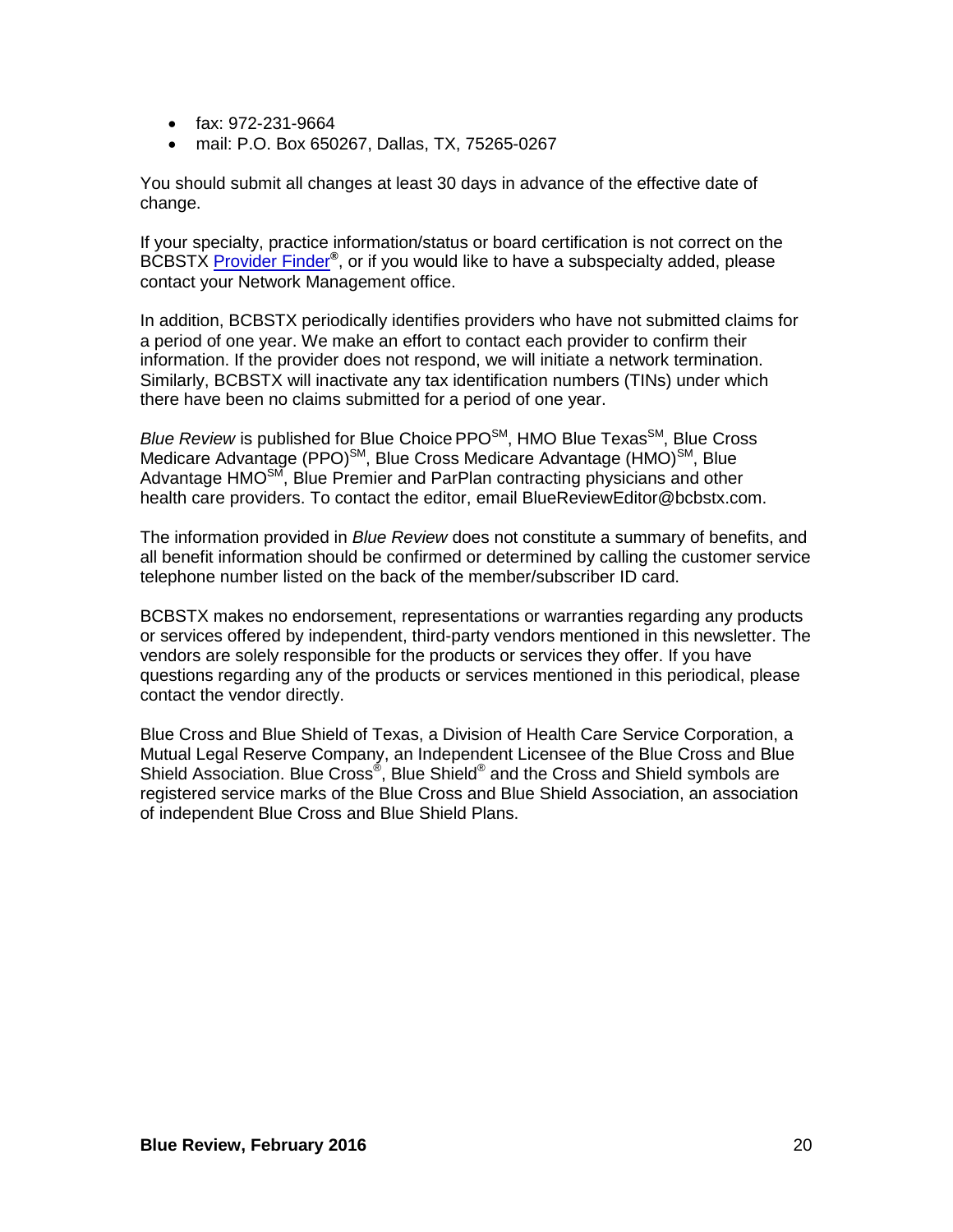- fax: 972-231-9664
- mail: P.O. Box 650267, Dallas, TX, 75265-0267

You should submit all changes at least 30 days in advance of the effective date of change.

If your specialty, practice information/status or board certification is not correct on the BCBSTX Provider Finder®, or if you would like to have a subspecialty added, please contact your Network Management office.

In addition, BCBSTX periodically identifies providers who have not submitted claims for a period of one year. We make an effort to contact each provider to confirm their information. If the provider does not respond, we will initiate a network termination. Similarly, BCBSTX will inactivate any tax identification numbers (TINs) under which there have been no claims submitted for a period of one year.

*Blue Review* is published for Blue Choice PPO℠, HMO Blue Texas℠, Blue Cross Medicare Advantage (PPO)℠, Blue Cross Medicare Advantage (HMO)℠, Blue Advantage HMO℠, Blue Premier and ParPlan contracting physicians and other health care providers. To contact the editor, email BlueReviewEditor@bcbstx.com.

The information provided in *Blue Review* does not constitute a summary of benefits, and all benefit information should be confirmed or determined by calling the customer service telephone number listed on the back of the member/subscriber ID card.

BCBSTX makes no endorsement, representations or warranties regarding any products or services offered by independent, third-party vendors mentioned in this newsletter. The vendors are solely responsible for the products or services they offer. If you have questions regarding any of the products or services mentioned in this periodical, please contact the vendor directly.

Blue Cross and Blue Shield of Texas, a Division of Health Care Service Corporation, a Mutual Legal Reserve Company, an Independent Licensee of the Blue Cross and Blue Shield Association. Blue Cross®, Blue Shield® and the Cross and Shield symbols are registered service marks of the Blue Cross and Blue Shield Association, an association of independent Blue Cross and Blue Shield Plans.